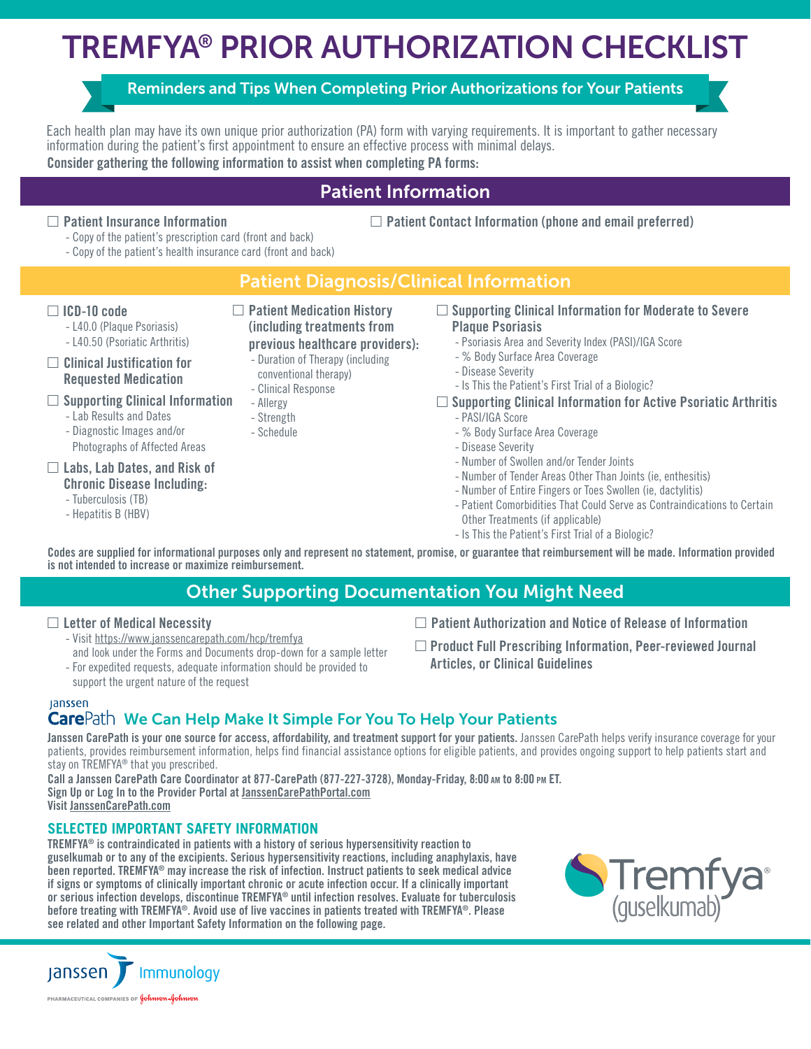# TREMFYA® PRIOR AUTHORIZATION CHECKLIST

**Reminders and Tips When Completing Prior Authorizations for Your Patients**

Each health plan may have its own unique prior authorization (PA) form with varying requirements. It is important to gather necessary information during the patient's first appointment to ensure an effective process with minimal delays.

**Consider gathering the following information to assist when completing PA forms:**

## Patient Information

- ☐ **Patient Insurance Information**
  - Copy of the patient's prescription card (front and back)
  - Copy of the patient's health insurance card (front and back)
- ☐ **Patient Contact Information (phone and email preferred)**

## Patient Diagnosis/Clinical Information

- ☐ **ICD-10 code**
  - L40.0 (Plaque Psoriasis)
  - L40.50 (Psoriatic Arthritis)
- ☐ **Clinical Justification for Requested Medication**
- ☐ **Supporting Clinical Information**
  - Lab Results and Dates
  - Diagnostic Images and/or Photographs of Affected Areas
- ☐ **Labs, Lab Dates, and Risk of Chronic Disease Including:**
  - Tuberculosis (TB)
  - Hepatitis B (HBV)
- ☐ **Patient Medication History (including treatments from previous healthcare providers):**
  - Duration of Therapy (including conventional therapy)
  - Clinical Response
  - Allergy
  - Strength
  - Schedule
- ☐ **Supporting Clinical Information for Moderate to Severe Plaque Psoriasis**
  - Psoriasis Area and Severity Index (PASI)/IGA Score
  - % Body Surface Area Coverage
  - Disease Severity
  - Is This the Patient's First Trial of a Biologic?
- ☐ **Supporting Clinical Information for Active Psoriatic Arthritis**
  - PASI/IGA Score
  - % Body Surface Area Coverage
  - Disease Severity
  - Number of Swollen and/or Tender Joints
  - Number of Tender Areas Other Than Joints (ie, enthesitis)
  - Number of Entire Fingers or Toes Swollen (ie, dactylitis)
  - Patient Comorbidities That Could Serve as Contraindications to Certain Other Treatments (if applicable)
  - Is This the Patient's First Trial of a Biologic?

**Codes are supplied for informational purposes only and represent no statement, promise, or guarantee that reimbursement will be made. Information provided is not intended to increase or maximize reimbursement.**

## Other Supporting Documentation You Might Need

- ☐ **Letter of Medical Necessity**
  - Visit https://www.janssencarepath.com/hcp/tremfya and look under the Forms and Documents drop-down for a sample letter
  - For expedited requests, adequate information should be provided to support the urgent nature of the request
- ☐ **Patient Authorization and Notice of Release of Information**
- ☐ **Product Full Prescribing Information, Peer-reviewed Journal Articles, or Clinical Guidelines**

## Janssen CarePath We Can Help Make It Simple For You To Help Your Patients

**Janssen CarePath is your one source for access, affordability, and treatment support for your patients.** Janssen CarePath helps verify insurance coverage for your patients, provides reimbursement information, helps find financial assistance options for eligible patients, and provides ongoing support to help patients start and stay on TREMFYA® that you prescribed.

**Call a Janssen CarePath Care Coordinator at 877-CarePath (877-227-3728), Monday-Friday, 8:00 AM to 8:00 PM ET.**

**Sign Up or Log In to the Provider Portal at JanssenCarePathPortal.com**

**Visit JanssenCarePath.com**

### SELECTED IMPORTANT SAFETY INFORMATION

**TREMFYA® is contraindicated in patients with a history of serious hypersensitivity reaction to guselkumab or to any of the excipients. Serious hypersensitivity reactions, including anaphylaxis, have been reported. TREMFYA® may increase the risk of infection. Instruct patients to seek medical advice if signs or symptoms of clinically important chronic or acute infection occur. If a clinically important or serious infection develops, discontinue TREMFYA® until infection resolves. Evaluate for tuberculosis before treating with TREMFYA®. Avoid use of live vaccines in patients treated with TREMFYA®. Please see related and other Important Safety Information on the following page.**

Tremfya® (guselkumab)

Janssen Immunology

PHARMACEUTICAL COMPANIES OF Johnson & Johnson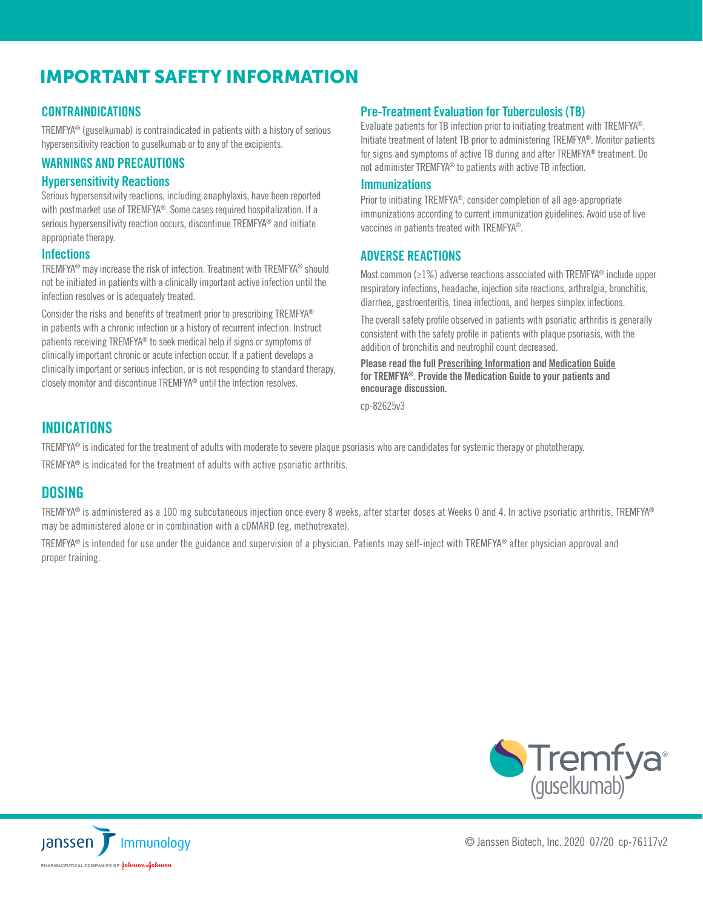# IMPORTANT SAFETY INFORMATION

## CONTRAINDICATIONS

TREMFYA® (guselkumab) is contraindicated in patients with a history of serious hypersensitivity reaction to guselkumab or to any of the excipients.

## WARNINGS AND PRECAUTIONS

### Hypersensitivity Reactions

Serious hypersensitivity reactions, including anaphylaxis, have been reported with postmarket use of TREMFYA®. Some cases required hospitalization. If a serious hypersensitivity reaction occurs, discontinue TREMFYA® and initiate appropriate therapy.

### Infections

TREMFYA® may increase the risk of infection. Treatment with TREMFYA® should not be initiated in patients with a clinically important active infection until the infection resolves or is adequately treated.

Consider the risks and benefits of treatment prior to prescribing TREMFYA® in patients with a chronic infection or a history of recurrent infection. Instruct patients receiving TREMFYA® to seek medical help if signs or symptoms of clinically important chronic or acute infection occur. If a patient develops a clinically important or serious infection, or is not responding to standard therapy, closely monitor and discontinue TREMFYA® until the infection resolves.

### Pre-Treatment Evaluation for Tuberculosis (TB)

Evaluate patients for TB infection prior to initiating treatment with TREMFYA®. Initiate treatment of latent TB prior to administering TREMFYA®. Monitor patients for signs and symptoms of active TB during and after TREMFYA® treatment. Do not administer TREMFYA® to patients with active TB infection.

### Immunizations

Prior to initiating TREMFYA®, consider completion of all age-appropriate immunizations according to current immunization guidelines. Avoid use of live vaccines in patients treated with TREMFYA®.

## ADVERSE REACTIONS

Most common (≥1%) adverse reactions associated with TREMFYA® include upper respiratory infections, headache, injection site reactions, arthralgia, bronchitis, diarrhea, gastroenteritis, tinea infections, and herpes simplex infections.

The overall safety profile observed in patients with psoriatic arthritis is generally consistent with the safety profile in patients with plaque psoriasis, with the addition of bronchitis and neutrophil count decreased.

**Please read the full Prescribing Information and Medication Guide for TREMFYA®. Provide the Medication Guide to your patients and encourage discussion.**

cp-82625v3

## INDICATIONS

TREMFYA® is indicated for the treatment of adults with moderate to severe plaque psoriasis who are candidates for systemic therapy or phototherapy.

TREMFYA® is indicated for the treatment of adults with active psoriatic arthritis.

## DOSING

TREMFYA® is administered as a 100 mg subcutaneous injection once every 8 weeks, after starter doses at Weeks 0 and 4. In active psoriatic arthritis, TREMFYA® may be administered alone or in combination with a cDMARD (eg, methotrexate).

TREMFYA® is intended for use under the guidance and supervision of a physician. Patients may self-inject with TREMFYA® after physician approval and proper training.

Tremfya® (guselkumab)

Janssen Immunology
PHARMACEUTICAL COMPANIES OF Johnson & Johnson

© Janssen Biotech, Inc. 2020 07/20 cp-76117v2